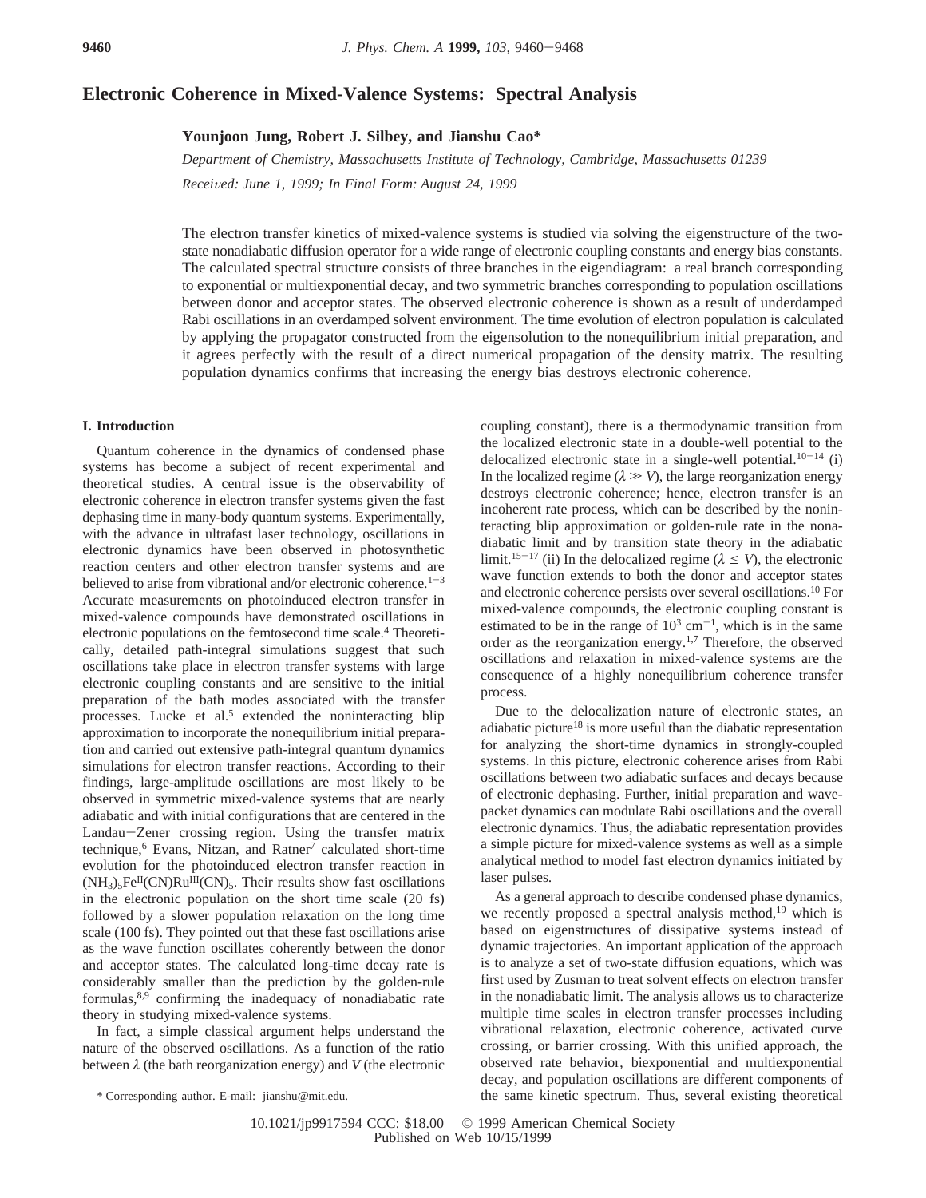# Electronic Coherence in Mixed-Valence Systems: Spectral Analysis

**Younjoon Jung, Robert J. Silbey, and Jianshu Cao***

*Department of Chemistry, Massachusetts Institute of Technology, Cambridge, Massachusetts 01239*

*Received: June 1, 1999; In Final Form: August 24, 1999*

The electron transfer kinetics of mixed-valence systems is studied via solving the eigenstructure of the two-state nonadiabatic diffusion operator for a wide range of electronic coupling constants and energy bias constants. The calculated spectral structure consists of three branches in the eigendiagram: a real branch corresponding to exponential or multiexponential decay, and two symmetric branches corresponding to population oscillations between donor and acceptor states. The observed electronic coherence is shown as a result of underdamped Rabi oscillations in an overdamped solvent environment. The time evolution of electron population is calculated by applying the propagator constructed from the eigensolution to the nonequilibrium initial preparation, and it agrees perfectly with the result of a direct numerical propagation of the density matrix. The resulting population dynamics confirms that increasing the energy bias destroys electronic coherence.

## I. Introduction

Quantum coherence in the dynamics of condensed phase systems has become a subject of recent experimental and theoretical studies. A central issue is the observability of electronic coherence in electron transfer systems given the fast dephasing time in many-body quantum systems. Experimentally, with the advance in ultrafast laser technology, oscillations in electronic dynamics have been observed in photosynthetic reaction centers and other electron transfer systems and are believed to arise from vibrational and/or electronic coherence.[1-3] Accurate measurements on photoinduced electron transfer in mixed-valence compounds have demonstrated oscillations in electronic populations on the femtosecond time scale.[4] Theoretically, detailed path-integral simulations suggest that such oscillations take place in electron transfer systems with large electronic coupling constants and are sensitive to the initial preparation of the bath modes associated with the transfer processes. Lucke et al.[5] extended the noninteracting blip approximation to incorporate the nonequilibrium initial preparation and carried out extensive path-integral quantum dynamics simulations for electron transfer reactions. According to their findings, large-amplitude oscillations are most likely to be observed in symmetric mixed-valence systems that are nearly adiabatic and with initial configurations that are centered in the Landau–Zener crossing region. Using the transfer matrix technique,[6] Evans, Nitzan, and Ratner[7] calculated short-time evolution for the photoinduced electron transfer reaction in $(NH_3)_5Fe^{II}(CN)Ru^{III}(CN)_5$. Their results show fast oscillations in the electronic population on the short time scale (20 fs) followed by a slower population relaxation on the long time scale (100 fs). They pointed out that these fast oscillations arise as the wave function oscillates coherently between the donor and acceptor states. The calculated long-time decay rate is considerably smaller than the prediction by the golden-rule formulas,[8,9] confirming the inadequacy of nonadiabatic rate theory in studying mixed-valence systems.

In fact, a simple classical argument helps understand the nature of the observed oscillations. As a function of the ratio between $\lambda$ (the bath reorganization energy) and $V$ (the electronic coupling constant), there is a thermodynamic transition from the localized electronic state in a double-well potential to the delocalized electronic state in a single-well potential.[10-14] (i) In the localized regime ($\lambda \gg V$), the large reorganization energy destroys electronic coherence; hence, electron transfer is an incoherent rate process, which can be described by the noninteracting blip approximation or golden-rule rate in the nonadiabatic limit and by transition state theory in the adiabatic limit.[15-17] (ii) In the delocalized regime ($\lambda \leq V$), the electronic wave function extends to both the donor and acceptor states and electronic coherence persists over several oscillations.[10] For mixed-valence compounds, the electronic coupling constant is estimated to be in the range of $10^3$ cm$^{-1}$, which is in the same order as the reorganization energy.[1,7] Therefore, the observed oscillations and relaxation in mixed-valence systems are the consequence of a highly nonequilibrium coherence transfer process.

Due to the delocalization nature of electronic states, an adiabatic picture[18] is more useful than the diabatic representation for analyzing the short-time dynamics in strongly-coupled systems. In this picture, electronic coherence arises from Rabi oscillations between two adiabatic surfaces and decays because of electronic dephasing. Further, initial preparation and wave-packet dynamics can modulate Rabi oscillations and the overall electronic dynamics. Thus, the adiabatic representation provides a simple picture for mixed-valence systems as well as a simple analytical method to model fast electron dynamics initiated by laser pulses.

As a general approach to describe condensed phase dynamics, we recently proposed a spectral analysis method,[19] which is based on eigenstructures of dissipative systems instead of dynamic trajectories. An important application of the approach is to analyze a set of two-state diffusion equations, which was first used by Zusman to treat solvent effects on electron transfer in the nonadiabatic limit. The analysis allows us to characterize multiple time scales in electron transfer processes including vibrational relaxation, electronic coherence, activated curve crossing, or barrier crossing. With this unified approach, the observed rate behavior, biexponential and multiexponential decay, and population oscillations are different components of the same kinetic spectrum. Thus, several existing theoretical

\* Corresponding author. E-mail: jianshu@mit.edu.

10.1021/jp9917594 CCC: $18.00 © 1999 American Chemical Society
Published on Web 10/15/1999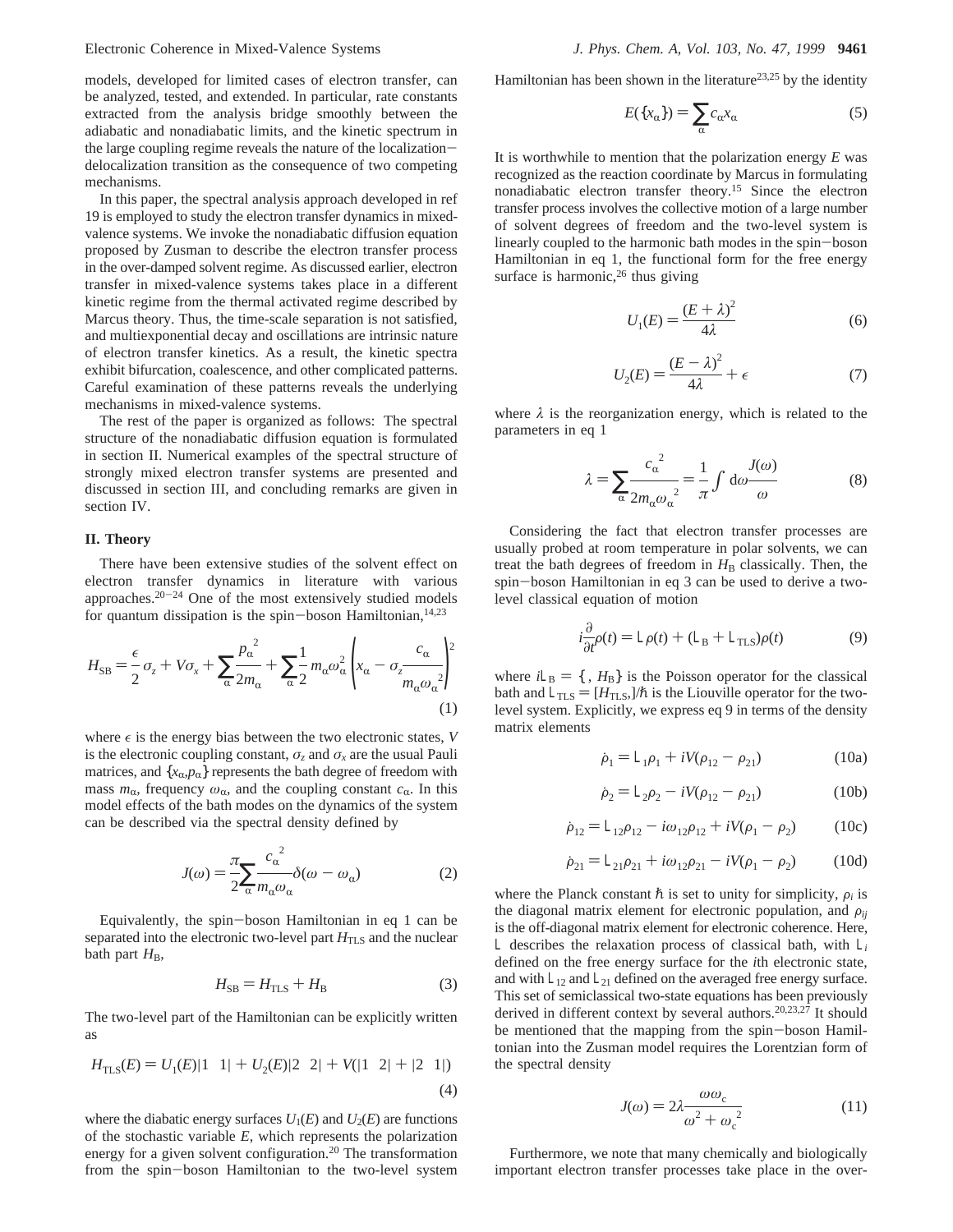models, developed for limited cases of electron transfer, can be analyzed, tested, and extended. In particular, rate constants extracted from the analysis bridge smoothly between the adiabatic and nonadiabatic limits, and the kinetic spectrum in the large coupling regime reveals the nature of the localization–delocalization transition as the consequence of two competing mechanisms.

In this paper, the spectral analysis approach developed in ref 19 is employed to study the electron transfer dynamics in mixed-valence systems. We invoke the nonadiabatic diffusion equation proposed by Zusman to describe the electron transfer process in the over-damped solvent regime. As discussed earlier, electron transfer in mixed-valence systems takes place in a different kinetic regime from the thermal activated regime described by Marcus theory. Thus, the time-scale separation is not satisfied, and multiexponential decay and oscillations are intrinsic nature of electron transfer kinetics. As a result, the kinetic spectra exhibit bifurcation, coalescence, and other complicated patterns. Careful examination of these patterns reveals the underlying mechanisms in mixed-valence systems.

The rest of the paper is organized as follows: The spectral structure of the nonadiabatic diffusion equation is formulated in section II. Numerical examples of the spectral structure of strongly mixed electron transfer systems are presented and discussed in section III, and concluding remarks are given in section IV.

## II. Theory

There have been extensive studies of the solvent effect on electron transfer dynamics in literature with various approaches.[20–24] One of the most extensively studied models for quantum dissipation is the spin–boson Hamiltonian,[14,23]

$$H_{\mathrm{SB}} = \frac{\epsilon}{2}\sigma_z + V\sigma_x + \sum_\alpha \frac{{p_\alpha}^2}{2m_\alpha} + \sum_\alpha \frac{1}{2} m_\alpha \omega_\alpha^2 \left( x_\alpha - \sigma_z \frac{c_\alpha}{m_\alpha {\omega_\alpha}^2} \right)^2 \tag{1}$$

where $\epsilon$ is the energy bias between the two electronic states, $V$ is the electronic coupling constant, $\sigma_z$ and $\sigma_x$ are the usual Pauli matrices, and $\{x_\alpha, p_\alpha\}$ represents the bath degree of freedom with mass $m_\alpha$, frequency $\omega_\alpha$, and the coupling constant $c_\alpha$. In this model effects of the bath modes on the dynamics of the system can be described via the spectral density defined by

$$J(\omega) = \frac{\pi}{2} \sum_\alpha \frac{{c_\alpha}^2}{m_\alpha \omega_\alpha} \delta(\omega - \omega_\alpha) \tag{2}$$

Equivalently, the spin–boson Hamiltonian in eq 1 can be separated into the electronic two-level part $H_{\mathrm{TLS}}$ and the nuclear bath part $H_{\mathrm{B}}$,

$$H_{\mathrm{SB}} = H_{\mathrm{TLS}} + H_{\mathrm{B}} \tag{3}$$

The two-level part of the Hamiltonian can be explicitly written as

$$H_{\mathrm{TLS}}(E) = U_1(E)|1\rangle\langle 1| + U_2(E)|2\rangle\langle 2| + V(|1\rangle\langle 2| + |2\rangle\langle 1|) \tag{4}$$

where the diabatic energy surfaces $U_1(E)$ and $U_2(E)$ are functions of the stochastic variable $E$, which represents the polarization energy for a given solvent configuration.[20] The transformation from the spin–boson Hamiltonian to the two-level system Hamiltonian has been shown in the literature[23,25] by the identity

$$E(\{x_\alpha\}) = \sum_\alpha c_\alpha x_\alpha \tag{5}$$

It is worthwhile to mention that the polarization energy $E$ was recognized as the reaction coordinate by Marcus in formulating nonadiabatic electron transfer theory.[15] Since the electron transfer process involves the collective motion of a large number of solvent degrees of freedom and the two-level system is linearly coupled to the harmonic bath modes in the spin–boson Hamiltonian in eq 1, the functional form for the free energy surface is harmonic,[26] thus giving

$$U_1(E) = \frac{(E + \lambda)^2}{4\lambda} \tag{6}$$

$$U_2(E) = \frac{(E - \lambda)^2}{4\lambda} + \epsilon \tag{7}$$

where $\lambda$ is the reorganization energy, which is related to the parameters in eq 1

$$\lambda = \sum_\alpha \frac{{c_\alpha}^2}{2m_\alpha {\omega_\alpha}^2} = \frac{1}{\pi} \int d\omega \frac{J(\omega)}{\omega} \tag{8}$$

Considering the fact that electron transfer processes are usually probed at room temperature in polar solvents, we can treat the bath degrees of freedom in $H_{\mathrm{B}}$ classically. Then, the spin–boson Hamiltonian in eq 3 can be used to derive a two-level classical equation of motion

$$i\frac{\partial}{\partial t}\rho(t) = \mathcal{L}\rho(t) + (\mathcal{L}_{\mathrm{B}} + \mathcal{L}_{\mathrm{TLS}})\rho(t) \tag{9}$$

where $i\mathcal{L}_{\mathrm{B}} = \{\ , H_{\mathrm{B}}\}$ is the Poisson operator for the classical bath and $\mathcal{L}_{\mathrm{TLS}} = [H_{\mathrm{TLS}},]/\hbar$ is the Liouville operator for the two-level system. Explicitly, we express eq 9 in terms of the density matrix elements

$$\dot{\rho}_1 = \mathcal{L}_1\rho_1 + iV(\rho_{12} - \rho_{21}) \tag{10a}$$

$$\dot{\rho}_2 = \mathcal{L}_2\rho_2 - iV(\rho_{12} - \rho_{21}) \tag{10b}$$

$$\dot{\rho}_{12} = \mathcal{L}_{12}\rho_{12} - i\omega_{12}\rho_{12} + iV(\rho_1 - \rho_2) \tag{10c}$$

$$\dot{\rho}_{21} = \mathcal{L}_{21}\rho_{21} + i\omega_{12}\rho_{21} - iV(\rho_1 - \rho_2) \tag{10d}$$

where the Planck constant $\hbar$ is set to unity for simplicity, $\rho_i$ is the diagonal matrix element for electronic population, and $\rho_{ij}$ is the off-diagonal matrix element for electronic coherence. Here, $\mathcal{L}$ describes the relaxation process of classical bath, with $\mathcal{L}_i$ defined on the free energy surface for the $i$th electronic state, and with $\mathcal{L}_{12}$ and $\mathcal{L}_{21}$ defined on the averaged free energy surface. This set of semiclassical two-state equations has been previously derived in different context by several authors.[20,23,27] It should be mentioned that the mapping from the spin–boson Hamiltonian into the Zusman model requires the Lorentzian form of the spectral density

$$J(\omega) = 2\lambda \frac{\omega\omega_c}{\omega^2 + {\omega_c}^2} \tag{11}$$

Furthermore, we note that many chemically and biologically important electron transfer processes take place in the over-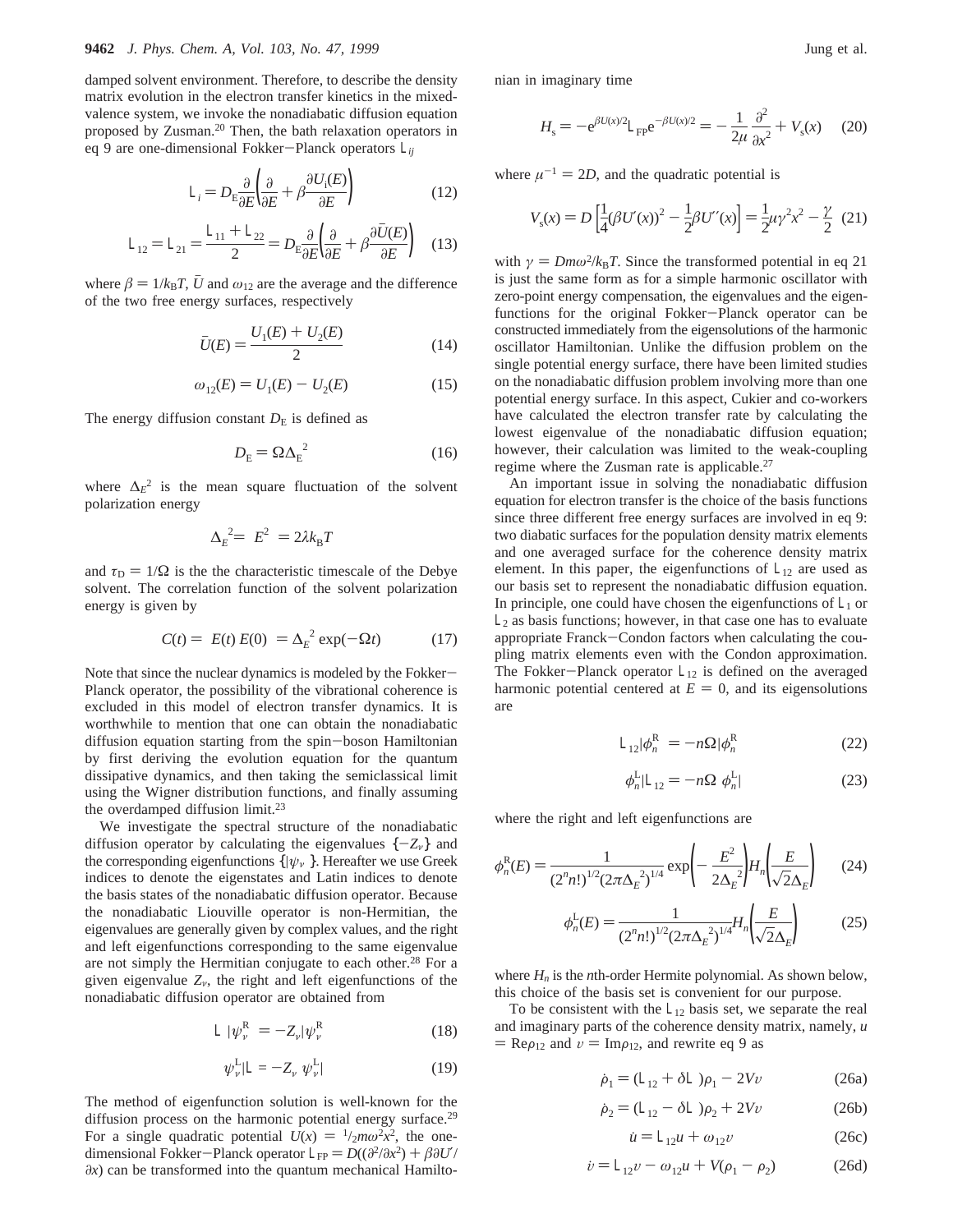damped solvent environment. Therefore, to describe the density matrix evolution in the electron transfer kinetics in the mixed-valence system, we invoke the nonadiabatic diffusion equation proposed by Zusman.[20] Then, the bath relaxation operators in eq 9 are one-dimensional Fokker–Planck operators $\mathcal{L}_{ij}$

$$\mathcal{L}_i = D_E \frac{\partial}{\partial E}\left(\frac{\partial}{\partial E} + \beta \frac{\partial U_i(E)}{\partial E}\right) \tag{12}$$

$$\mathcal{L}_{12} = \mathcal{L}_{21} = \frac{\mathcal{L}_{11} + \mathcal{L}_{22}}{2} = D_E \frac{\partial}{\partial E}\left(\frac{\partial}{\partial E} + \beta \frac{\partial \bar{U}(E)}{\partial E}\right) \tag{13}$$

where $\beta = 1/k_BT$, $\bar{U}$ and $\omega_{12}$ are the average and the difference of the two free energy surfaces, respectively

$$\bar{U}(E) = \frac{U_1(E) + U_2(E)}{2} \tag{14}$$

$$\omega_{12}(E) = U_1(E) - U_2(E) \tag{15}$$

The energy diffusion constant $D_E$ is defined as

$$D_E = \Omega \Delta_E^{\,2} \tag{16}$$

where $\Delta_E^2$ is the mean square fluctuation of the solvent polarization energy

$$\Delta_E^{\,2} = \langle E^2 \rangle = 2\lambda k_B T$$

and $\tau_D = 1/\Omega$ is the the characteristic timescale of the Debye solvent. The correlation function of the solvent polarization energy is given by

$$C(t) = \langle E(t)\, E(0) \rangle = \Delta_E^{\,2} \exp(-\Omega t) \tag{17}$$

Note that since the nuclear dynamics is modeled by the Fokker–Planck operator, the possibility of the vibrational coherence is excluded in this model of electron transfer dynamics. It is worthwhile to mention that one can obtain the nonadiabatic diffusion equation starting from the spin–boson Hamiltonian by first deriving the evolution equation for the quantum dissipative dynamics, and then taking the semiclassical limit using the Wigner distribution functions, and finally assuming the overdamped diffusion limit.[23]

We investigate the spectral structure of the nonadiabatic diffusion operator by calculating the eigenvalues $\{-Z_\nu\}$ and the corresponding eigenfunctions $\{|\psi_\nu\rangle\}$. Hereafter we use Greek indices to denote the eigenstates and Latin indices to denote the basis states of the nonadiabatic diffusion operator. Because the nonadiabatic Liouville operator is non-Hermitian, the eigenvalues are generally given by complex values, and the right and left eigenfunctions corresponding to the same eigenvalue are not simply the Hermitian conjugate to each other.[28] For a given eigenvalue $Z_\nu$, the right and left eigenfunctions of the nonadiabatic diffusion operator are obtained from

$$\mathcal{L}\,|\psi_\nu^{R}\rangle = -Z_\nu |\psi_\nu^{R}\rangle \tag{18}$$

$$\langle \psi_\nu^{L}|\mathcal{L} = -Z_\nu \langle \psi_\nu^{L}| \tag{19}$$

The method of eigenfunction solution is well-known for the diffusion process on the harmonic potential energy surface.[29] For a single quadratic potential $U(x) = {}^1\!/_2 m\omega^2 x^2$, the one-dimensional Fokker–Planck operator $\mathcal{L}_{FP} = D((\partial^2/\partial x^2) + \beta \partial U'/\partial x)$ can be transformed into the quantum mechanical Hamiltonian in imaginary time

$$H_s = -e^{\beta U(x)/2}\mathcal{L}_{FP}e^{-\beta U(x)/2} = -\frac{1}{2\mu}\frac{\partial^2}{\partial x^2} + V_s(x) \tag{20}$$

where $\mu^{-1} = 2D$, and the quadratic potential is

$$V_s(x) = D\left[\frac{1}{4}(\beta U'(x))^2 - \frac{1}{2}\beta U''(x)\right] = \frac{1}{2}\mu\gamma^2 x^2 - \frac{\gamma}{2} \tag{21}$$

with $\gamma = Dm\omega^2/k_BT$. Since the transformed potential in eq 21 is just the same form as for a simple harmonic oscillator with zero-point energy compensation, the eigenvalues and the eigenfunctions for the original Fokker–Planck operator can be constructed immediately from the eigensolutions of the harmonic oscillator Hamiltonian. Unlike the diffusion problem on the single potential energy surface, there have been limited studies on the nonadiabatic diffusion problem involving more than one potential energy surface. In this aspect, Cukier and co-workers have calculated the electron transfer rate by calculating the lowest eigenvalue of the nonadiabatic diffusion equation; however, their calculation was limited to the weak-coupling regime where the Zusman rate is applicable.[27]

An important issue in solving the nonadiabatic diffusion equation for electron transfer is the choice of the basis functions since three different free energy surfaces are involved in eq 9: two diabatic surfaces for the population density matrix elements and one averaged surface for the coherence density matrix element. In this paper, the eigenfunctions of $\mathcal{L}_{12}$ are used as our basis set to represent the nonadiabatic diffusion equation. In principle, one could have chosen the eigenfunctions of $\mathcal{L}_1$ or $\mathcal{L}_2$ as basis functions; however, in that case one has to evaluate appropriate Franck–Condon factors when calculating the coupling matrix elements even with the Condon approximation. The Fokker–Planck operator $\mathcal{L}_{12}$ is defined on the averaged harmonic potential centered at $E = 0$, and its eigensolutions are

$$\mathcal{L}_{12}|\phi_n^{R}\rangle = -n\Omega|\phi_n^{R}\rangle \tag{22}$$

$$\langle\phi_n^{L}|\mathcal{L}_{12} = -n\Omega\langle\phi_n^{L}| \tag{23}$$

where the right and left eigenfunctions are

$$\phi_n^{R}(E) = \frac{1}{(2^n n!)^{1/2}(2\pi\Delta_E^{\,2})^{1/4}}\exp\left(-\frac{E^2}{2\Delta_E^{\,2}}\right)H_n\left(\frac{E}{\sqrt{2}\Delta_E}\right) \tag{24}$$

$$\phi_n^{L}(E) = \frac{1}{(2^n n!)^{1/2}(2\pi\Delta_E^{\,2})^{1/4}}H_n\left(\frac{E}{\sqrt{2}\Delta_E}\right) \tag{25}$$

where $H_n$ is the $n$th-order Hermite polynomial. As shown below, this choice of the basis set is convenient for our purpose.

To be consistent with the $\mathcal{L}_{12}$ basis set, we separate the real and imaginary parts of the coherence density matrix, namely, $u = \mathrm{Re}\rho_{12}$ and $v = \mathrm{Im}\rho_{12}$, and rewrite eq 9 as

$$\dot{\rho}_1 = (\mathcal{L}_{12} + \delta\mathcal{L})\rho_1 - 2Vv \tag{26a}$$

$$\dot{\rho}_2 = (\mathcal{L}_{12} - \delta\mathcal{L})\rho_2 + 2Vv \tag{26b}$$

$$\dot{u} = \mathcal{L}_{12}u + \omega_{12}v \tag{26c}$$

$$\dot{v} = \mathcal{L}_{12}v - \omega_{12}u + V(\rho_1 - \rho_2) \tag{26d}$$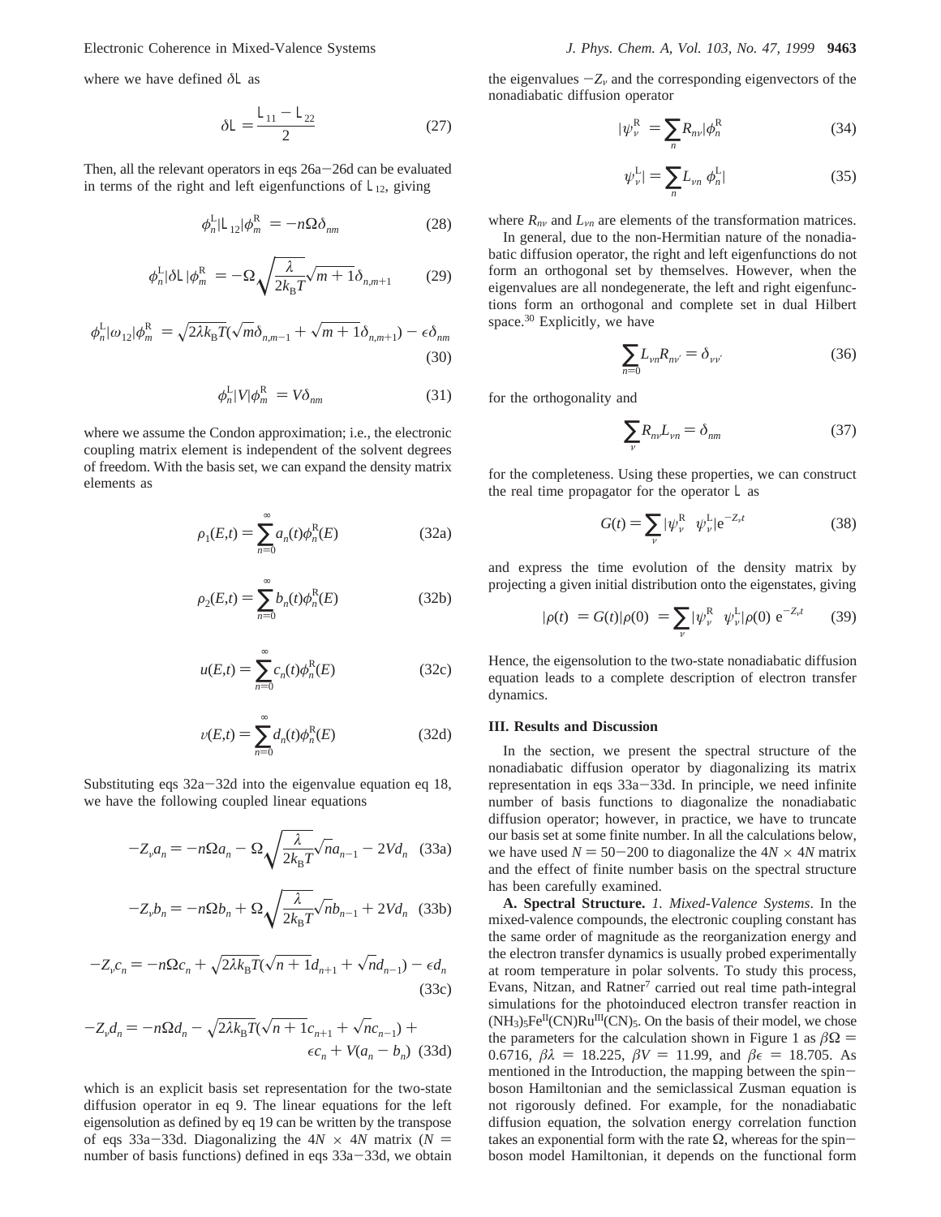where we have defined $\delta \mathsf{L}$ as

$$\delta \mathsf{L} = \frac{\mathsf{L}_{11} - \mathsf{L}_{22}}{2} \tag{27}$$

Then, all the relevant operators in eqs 26a–26d can be evaluated in terms of the right and left eigenfunctions of $\mathsf{L}_{12}$, giving

$$\langle \phi_n^{\mathrm{L}} | \mathsf{L}_{12} | \phi_m^{\mathrm{R}} \rangle = -n\Omega\delta_{nm} \tag{28}$$

$$\langle \phi_n^{\mathrm{L}} | \delta \mathsf{L} | \phi_m^{\mathrm{R}} \rangle = -\Omega \sqrt{\frac{\lambda}{2k_{\mathrm{B}}T}} \sqrt{m+1}\, \delta_{n,m+1} \tag{29}$$

$$\langle \phi_n^{\mathrm{L}} | \omega_{12} | \phi_m^{\mathrm{R}} \rangle = \sqrt{2\lambda k_{\mathrm{B}} T} (\sqrt{m}\, \delta_{n,m-1} + \sqrt{m+1}\, \delta_{n,m+1}) - \epsilon \delta_{nm} \tag{30}$$

$$\langle \phi_n^{\mathrm{L}} | V | \phi_m^{\mathrm{R}} \rangle = V \delta_{nm} \tag{31}$$

where we assume the Condon approximation; i.e., the electronic coupling matrix element is independent of the solvent degrees of freedom. With the basis set, we can expand the density matrix elements as

$$\rho_1(E,t) = \sum_{n=0}^{\infty} a_n(t) \phi_n^{\mathrm{R}}(E) \tag{32a}$$

$$\rho_2(E,t) = \sum_{n=0}^{\infty} b_n(t) \phi_n^{\mathrm{R}}(E) \tag{32b}$$

$$u(E,t) = \sum_{n=0}^{\infty} c_n(t) \phi_n^{\mathrm{R}}(E) \tag{32c}$$

$$v(E,t) = \sum_{n=0}^{\infty} d_n(t) \phi_n^{\mathrm{R}}(E) \tag{32d}$$

Substituting eqs 32a–32d into the eigenvalue equation eq 18, we have the following coupled linear equations

$$-Z_\nu a_n = -n\Omega a_n - \Omega \sqrt{\frac{\lambda}{2k_{\mathrm{B}}T}} \sqrt{n}\, a_{n-1} - 2V d_n \tag{33a}$$

$$-Z_\nu b_n = -n\Omega b_n + \Omega \sqrt{\frac{\lambda}{2k_{\mathrm{B}}T}} \sqrt{n}\, b_{n-1} + 2V d_n \tag{33b}$$

$$-Z_\nu c_n = -n\Omega c_n + \sqrt{2\lambda k_{\mathrm{B}}T} (\sqrt{n+1}\, d_{n+1} + \sqrt{n}\, d_{n-1}) - \epsilon d_n \tag{33c}$$

$$-Z_\nu d_n = -n\Omega d_n - \sqrt{2\lambda k_{\mathrm{B}}T} (\sqrt{n+1}\, c_{n+1} + \sqrt{n}\, c_{n-1}) + \epsilon c_n + V(a_n - b_n) \tag{33d}$$

which is an explicit basis set representation for the two-state diffusion operator in eq 9. The linear equations for the left eigensolution as defined by eq 19 can be written by the transpose of eqs 33a–33d. Diagonalizing the $4N \times 4N$ matrix ($N$ = number of basis functions) defined in eqs 33a–33d, we obtain the eigenvalues $-Z_\nu$ and the corresponding eigenvectors of the nonadiabatic diffusion operator

$$|\psi_\nu^{\mathrm{R}}\rangle = \sum_n R_{n\nu} |\phi_n^{\mathrm{R}}\rangle \tag{34}$$

$$\langle \psi_\nu^{\mathrm{L}}| = \sum_n L_{\nu n} \langle \phi_n^{\mathrm{L}}| \tag{35}$$

where $R_{n\nu}$ and $L_{\nu n}$ are elements of the transformation matrices.

In general, due to the non-Hermitian nature of the nonadiabatic diffusion operator, the right and left eigenfunctions do not form an orthogonal set by themselves. However, when the eigenvalues are all nondegenerate, the left and right eigenfunctions form an orthogonal and complete set in dual Hilbert space.[30] Explicitly, we have

$$\sum_{n=0} L_{\nu n} R_{n\nu'} = \delta_{\nu\nu'} \tag{36}$$

for the orthogonality and

$$\sum_\nu R_{n\nu} L_{\nu n} = \delta_{nm} \tag{37}$$

for the completeness. Using these properties, we can construct the real time propagator for the operator $\mathsf{L}$ as

$$G(t) = \sum_\nu |\psi_\nu^{\mathrm{R}}\rangle\langle \psi_\nu^{\mathrm{L}}| \mathrm{e}^{-Z_\nu t} \tag{38}$$

and express the time evolution of the density matrix by projecting a given initial distribution onto the eigenstates, giving

$$|\rho(t)\rangle = G(t)|\rho(0)\rangle = \sum_\nu |\psi_\nu^{\mathrm{R}}\rangle\langle \psi_\nu^{\mathrm{L}}|\rho(0)\rangle\, \mathrm{e}^{-Z_\nu t} \tag{39}$$

Hence, the eigensolution to the two-state nonadiabatic diffusion equation leads to a complete description of electron transfer dynamics.

## III. Results and Discussion

In the section, we present the spectral structure of the nonadiabatic diffusion operator by diagonalizing its matrix representation in eqs 33a–33d. In principle, we need infinite number of basis functions to diagonalize the nonadiabatic diffusion operator; however, in practice, we have to truncate our basis set at some finite number. In all the calculations below, we have used $N = 50-200$ to diagonalize the $4N \times 4N$ matrix and the effect of finite number basis on the spectral structure has been carefully examined.

**A. Spectral Structure.** *1. Mixed-Valence Systems*. In the mixed-valence compounds, the electronic coupling constant has the same order of magnitude as the reorganization energy and the electron transfer dynamics is usually probed experimentally at room temperature in polar solvents. To study this process, Evans, Nitzan, and Ratner[7] carried out real time path-integral simulations for the photoinduced electron transfer reaction in $(NH_3)_5Fe^{II}(CN)Ru^{III}(CN)_5$. On the basis of their model, we chose the parameters for the calculation shown in Figure 1 as $\beta\Omega = 0.6716$, $\beta\lambda = 18.225$, $\beta V = 11.99$, and $\beta\epsilon = 18.705$. As mentioned in the Introduction, the mapping between the spin–boson Hamiltonian and the semiclassical Zusman equation is not rigorously defined. For example, for the nonadiabatic diffusion equation, the solvation energy correlation function takes an exponential form with the rate $\Omega$, whereas for the spin–boson model Hamiltonian, it depends on the functional form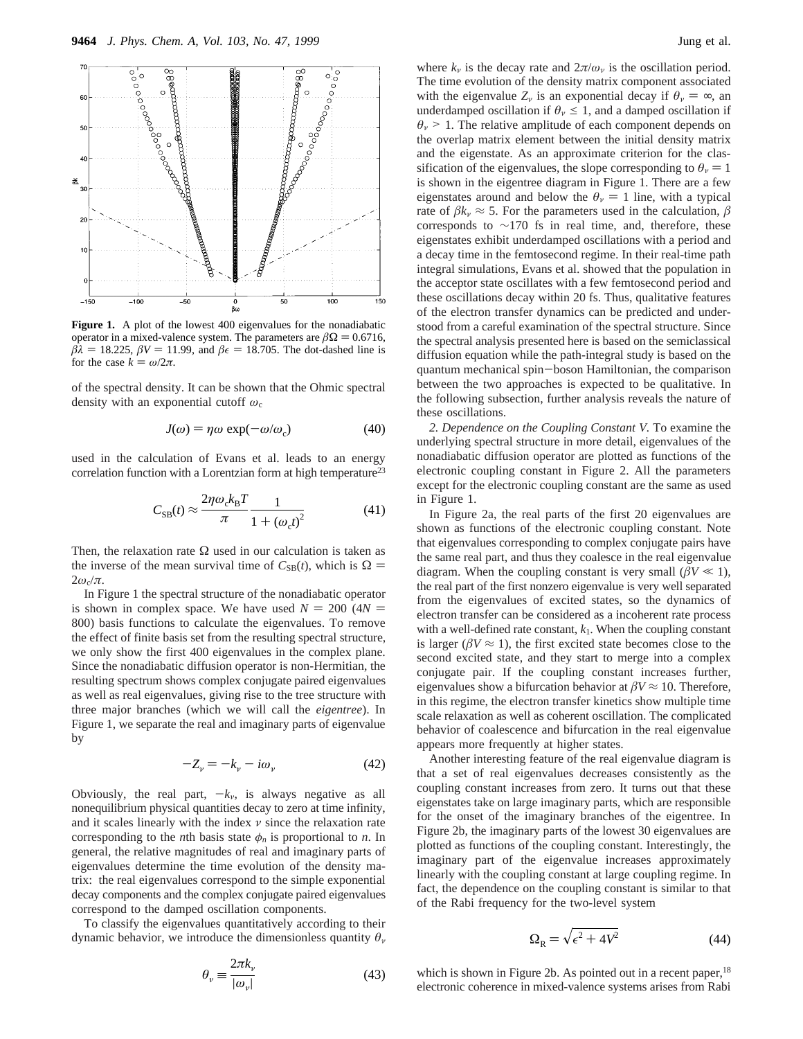**Figure 1.** A plot of the lowest 400 eigenvalues for the nonadiabatic operator in a mixed-valence system. The parameters are $\beta\Omega = 0.6716$, $\beta\lambda = 18.225$, $\beta V = 11.99$, and $\beta\epsilon = 18.705$. The dot-dashed line is for the case $k = \omega/2\pi$.

of the spectral density. It can be shown that the Ohmic spectral density with an exponential cutoff $\omega_c$

$$J(\omega) = \eta\omega \exp(-\omega/\omega_c) \tag{40}$$

used in the calculation of Evans et al. leads to an energy correlation function with a Lorentzian form at high temperature[23]

$$C_{SB}(t) \approx \frac{2\eta\omega_c k_B T}{\pi} \frac{1}{1 + (\omega_c t)^2} \tag{41}$$

Then, the relaxation rate $\Omega$ used in our calculation is taken as the inverse of the mean survival time of $C_{SB}(t)$, which is $\Omega = 2\omega_c/\pi$.

In Figure 1 the spectral structure of the nonadiabatic operator is shown in complex space. We have used $N = 200$ ($4N = 800$) basis functions to calculate the eigenvalues. To remove the effect of finite basis set from the resulting spectral structure, we only show the first 400 eigenvalues in the complex plane. Since the nonadiabatic diffusion operator is non-Hermitian, the resulting spectrum shows complex conjugate paired eigenvalues as well as real eigenvalues, giving rise to the tree structure with three major branches (which we will call the *eigentree*). In Figure 1, we separate the real and imaginary parts of eigenvalue by

$$-Z_\nu = -k_\nu - i\omega_\nu \tag{42}$$

Obviously, the real part, $-k_\nu$, is always negative as all nonequilibrium physical quantities decay to zero at time infinity, and it scales linearly with the index $\nu$ since the relaxation rate corresponding to the $n$th basis state $\phi_n$ is proportional to $n$. In general, the relative magnitudes of real and imaginary parts of eigenvalues determine the time evolution of the density matrix: the real eigenvalues correspond to the simple exponential decay components and the complex conjugate paired eigenvalues correspond to the damped oscillation components.

To classify the eigenvalues quantitatively according to their dynamic behavior, we introduce the dimensionless quantity $\theta_\nu$

$$\theta_\nu \equiv \frac{2\pi k_\nu}{|\omega_\nu|} \tag{43}$$

where $k_\nu$ is the decay rate and $2\pi/\omega_\nu$ is the oscillation period. The time evolution of the density matrix component associated with the eigenvalue $Z_\nu$ is an exponential decay if $\theta_\nu = \infty$, an underdamped oscillation if $\theta_\nu \leq 1$, and a damped oscillation if $\theta_\nu > 1$. The relative amplitude of each component depends on the overlap matrix element between the initial density matrix and the eigenstate. As an approximate criterion for the classification of the eigenvalues, the slope corresponding to $\theta_\nu = 1$ is shown in the eigentree diagram in Figure 1. There are a few eigenstates around and below the $\theta_\nu = 1$ line, with a typical rate of $\beta k_\nu \approx 5$. For the parameters used in the calculation, $\beta$ corresponds to ~170 fs in real time, and, therefore, these eigenstates exhibit underdamped oscillations with a period and a decay time in the femtosecond regime. In their real-time path integral simulations, Evans et al. showed that the population in the acceptor state oscillates with a few femtosecond period and these oscillations decay within 20 fs. Thus, qualitative features of the electron transfer dynamics can be predicted and understood from a careful examination of the spectral structure. Since the spectral analysis presented here is based on the semiclassical diffusion equation while the path-integral study is based on the quantum mechanical spin–boson Hamiltonian, the comparison between the two approaches is expected to be qualitative. In the following subsection, further analysis reveals the nature of these oscillations.

*2. Dependence on the Coupling Constant V.* To examine the underlying spectral structure in more detail, eigenvalues of the nonadiabatic diffusion operator are plotted as functions of the electronic coupling constant in Figure 2. All the parameters except for the electronic coupling constant are the same as used in Figure 1.

In Figure 2a, the real parts of the first 20 eigenvalues are shown as functions of the electronic coupling constant. Note that eigenvalues corresponding to complex conjugate pairs have the same real part, and thus they coalesce in the real eigenvalue diagram. When the coupling constant is very small ($\beta V \ll 1$), the real part of the first nonzero eigenvalue is very well separated from the eigenvalues of excited states, so the dynamics of electron transfer can be considered as a incoherent rate process with a well-defined rate constant, $k_1$. When the coupling constant is larger ($\beta V \approx 1$), the first excited state becomes close to the second excited state, and they start to merge into a complex conjugate pair. If the coupling constant increases further, eigenvalues show a bifurcation behavior at $\beta V \approx 10$. Therefore, in this regime, the electron transfer kinetics show multiple time scale relaxation as well as coherent oscillation. The complicated behavior of coalescence and bifurcation in the real eigenvalue appears more frequently at higher states.

Another interesting feature of the real eigenvalue diagram is that a set of real eigenvalues decreases consistently as the coupling constant increases from zero. It turns out that these eigenstates take on large imaginary parts, which are responsible for the onset of the imaginary branches of the eigentree. In Figure 2b, the imaginary parts of the lowest 30 eigenvalues are plotted as functions of the coupling constant. Interestingly, the imaginary part of the eigenvalue increases approximately linearly with the coupling constant at large coupling regime. In fact, the dependence on the coupling constant is similar to that of the Rabi frequency for the two-level system

$$\Omega_R = \sqrt{\epsilon^2 + 4V^2} \tag{44}$$

which is shown in Figure 2b. As pointed out in a recent paper,[18] electronic coherence in mixed-valence systems arises from Rabi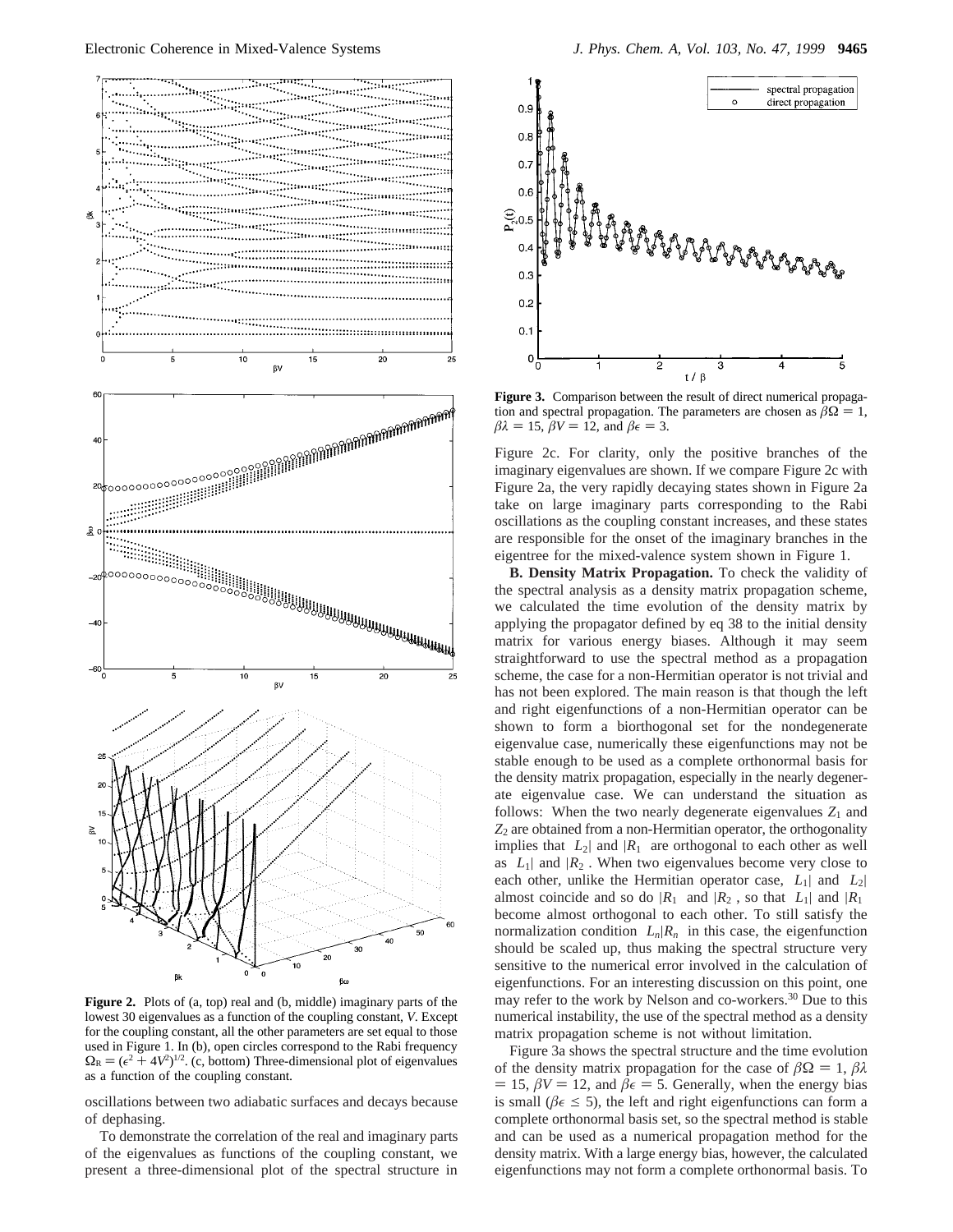**Figure 2.** Plots of (a, top) real and (b, middle) imaginary parts of the lowest 30 eigenvalues as a function of the coupling constant, $V$. Except for the coupling constant, all the other parameters are set equal to those used in Figure 1. In (b), open circles correspond to the Rabi frequency $\Omega_R = (\epsilon^2 + 4V^2)^{1/2}$. (c, bottom) Three-dimensional plot of eigenvalues as a function of the coupling constant.

oscillations between two adiabatic surfaces and decays because of dephasing.

To demonstrate the correlation of the real and imaginary parts of the eigenvalues as functions of the coupling constant, we present a three-dimensional plot of the spectral structure in Figure 2c. For clarity, only the positive branches of the imaginary eigenvalues are shown. If we compare Figure 2c with Figure 2a, the very rapidly decaying states shown in Figure 2a take on large imaginary parts corresponding to the Rabi oscillations as the coupling constant increases, and these states are responsible for the onset of the imaginary branches in the eigentree for the mixed-valence system shown in Figure 1.

**Figure 3.** Comparison between the result of direct numerical propagation and spectral propagation. The parameters are chosen as $\beta\Omega = 1$, $\beta\lambda = 15$, $\beta V = 12$, and $\beta\epsilon = 3$.

**B. Density Matrix Propagation.** To check the validity of the spectral analysis as a density matrix propagation scheme, we calculated the time evolution of the density matrix by applying the propagator defined by eq 38 to the initial density matrix for various energy biases. Although it may seem straightforward to use the spectral method as a propagation scheme, the case for a non-Hermitian operator is not trivial and has not been explored. The main reason is that though the left and right eigenfunctions of a non-Hermitian operator can be shown to form a biorthogonal set for the nondegenerate eigenvalue case, numerically these eigenfunctions may not be stable enough to be used as a complete orthonormal basis for the density matrix propagation, especially in the nearly degenerate eigenvalue case. We can understand the situation as follows: When the two nearly degenerate eigenvalues $Z_1$ and $Z_2$ are obtained from a non-Hermitian operator, the orthogonality implies that $\langle L_2|$ and $|R_1\rangle$ are orthogonal to each other as well as $\langle L_1|$ and $|R_2\rangle$. When two eigenvalues become very close to each other, unlike the Hermitian operator case, $\langle L_1|$ and $\langle L_2|$ almost coincide and so do $|R_1\rangle$ and $|R_2\rangle$, so that $\langle L_1|$ and $|R_1\rangle$ become almost orthogonal to each other. To still satisfy the normalization condition $\langle L_n|R_n\rangle$ in this case, the eigenfunction should be scaled up, thus making the spectral structure very sensitive to the numerical error involved in the calculation of eigenfunctions. For an interesting discussion on this point, one may refer to the work by Nelson and co-workers.[30] Due to this numerical instability, the use of the spectral method as a density matrix propagation scheme is not without limitation.

Figure 3a shows the spectral structure and the time evolution of the density matrix propagation for the case of $\beta\Omega = 1$, $\beta\lambda = 15$, $\beta V = 12$, and $\beta\epsilon = 5$. Generally, when the energy bias is small ($\beta\epsilon \leq 5$), the left and right eigenfunctions can form a complete orthonormal basis set, so the spectral method is stable and can be used as a numerical propagation method for the density matrix. With a large energy bias, however, the calculated eigenfunctions may not form a complete orthonormal basis. To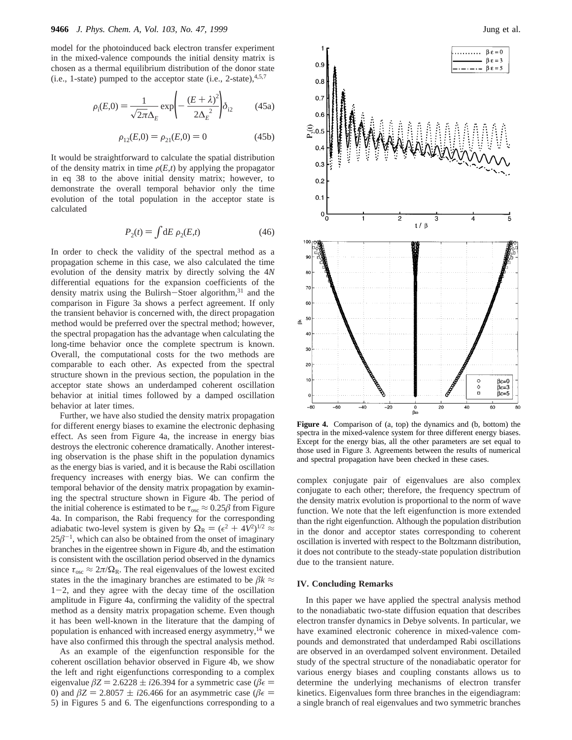model for the photoinduced back electron transfer experiment in the mixed-valence compounds the initial density matrix is chosen as a thermal equilibrium distribution of the donor state (i.e., 1-state) pumped to the acceptor state (i.e., 2-state),[4,5,7]

$$\rho_i(E,0) = \frac{1}{\sqrt{2\pi}\Delta_E} \exp\left(-\frac{(E+\lambda)^2}{2\Delta_E^{\ 2}}\right)\delta_{i2} \qquad (45a)$$

$$\rho_{12}(E,0) = \rho_{21}(E,0) = 0 \qquad (45b)$$

It would be straightforward to calculate the spatial distribution of the density matrix in time $\rho(E,t)$ by applying the propagator in eq 38 to the above initial density matrix; however, to demonstrate the overall temporal behavior only the time evolution of the total population in the acceptor state is calculated

$$P_2(t) = \int \mathrm{d}E\ \rho_2(E,t) \qquad (46)$$

In order to check the validity of the spectral method as a propagation scheme in this case, we also calculated the time evolution of the density matrix by directly solving the $4N$ differential equations for the expansion coefficients of the density matrix using the Bulirsh–Stoer algorithm,[31] and the comparison in Figure 3a shows a perfect agreement. If only the transient behavior is concerned with, the direct propagation method would be preferred over the spectral method; however, the spectral propagation has the advantage when calculating the long-time behavior once the complete spectrum is known. Overall, the computational costs for the two methods are comparable to each other. As expected from the spectral structure shown in the previous section, the population in the acceptor state shows an underdamped coherent oscillation behavior at initial times followed by a damped oscillation behavior at later times.

Further, we have also studied the density matrix propagation for different energy biases to examine the electronic dephasing effect. As seen from Figure 4a, the increase in energy bias destroys the electronic coherence dramatically. Another interesting observation is the phase shift in the population dynamics as the energy bias is varied, and it is because the Rabi oscillation frequency increases with energy bias. We can confirm the temporal behavior of the density matrix propagation by examining the spectral structure shown in Figure 4b. The period of the initial coherence is estimated to be $\tau_{\mathrm{osc}} \approx 0.25\beta$ from Figure 4a. In comparison, the Rabi frequency for the corresponding adiabatic two-level system is given by $\Omega_R = (\epsilon^2 + 4V^2)^{1/2} \approx 25\beta^{-1}$, which can also be obtained from the onset of imaginary branches in the eigentree shown in Figure 4b, and the estimation is consistent with the oscillation period observed in the dynamics since $\tau_{\mathrm{osc}} \approx 2\pi/\Omega_R$. The real eigenvalues of the lowest excited states in the imaginary branches are estimated to be $\beta k \approx 1-2$, and they agree with the decay time of the oscillation amplitude in Figure 4a, confirming the validity of the spectral method as a density matrix propagation scheme. Even though it has been well-known in the literature that the damping of population is enhanced with increased energy asymmetry,[14] we have also confirmed this through the spectral analysis method.

As an example of the eigenfunction responsible for the coherent oscillation behavior observed in Figure 4b, we show the left and right eigenfunctions corresponding to a complex eigenvalue $\beta Z = 2.6228 \pm i26.394$ for a symmetric case ($\beta\epsilon = 0$) and $\beta Z = 2.8057 \pm i26.466$ for an asymmetric case ($\beta\epsilon = 5$) in Figures 5 and 6. The eigenfunctions corresponding to a complex conjugate pair of eigenvalues are also complex conjugate to each other; therefore, the frequency spectrum of the density matrix evolution is proportional to the norm of wave function. We note that the left eigenfunction is more extended than the right eigenfunction. Although the population distribution in the donor and acceptor states corresponding to coherent oscillation is inverted with respect to the Boltzmann distribution, it does not contribute to the steady-state population distribution due to the transient nature.

**Figure 4.** Comparison of (a, top) the dynamics and (b, bottom) the spectra in the mixed-valence system for three different energy biases. Except for the energy bias, all the other parameters are set equal to those used in Figure 3. Agreements between the results of numerical and spectral propagation have been checked in these cases.

## IV. Concluding Remarks

In this paper we have applied the spectral analysis method to the nonadiabatic two-state diffusion equation that describes electron transfer dynamics in Debye solvents. In particular, we have examined electronic coherence in mixed-valence compounds and demonstrated that underdamped Rabi oscillations are observed in an overdamped solvent environment. Detailed study of the spectral structure of the nonadiabatic operator for various energy biases and coupling constants allows us to determine the underlying mechanisms of electron transfer kinetics. Eigenvalues form three branches in the eigendiagram: a single branch of real eigenvalues and two symmetric branches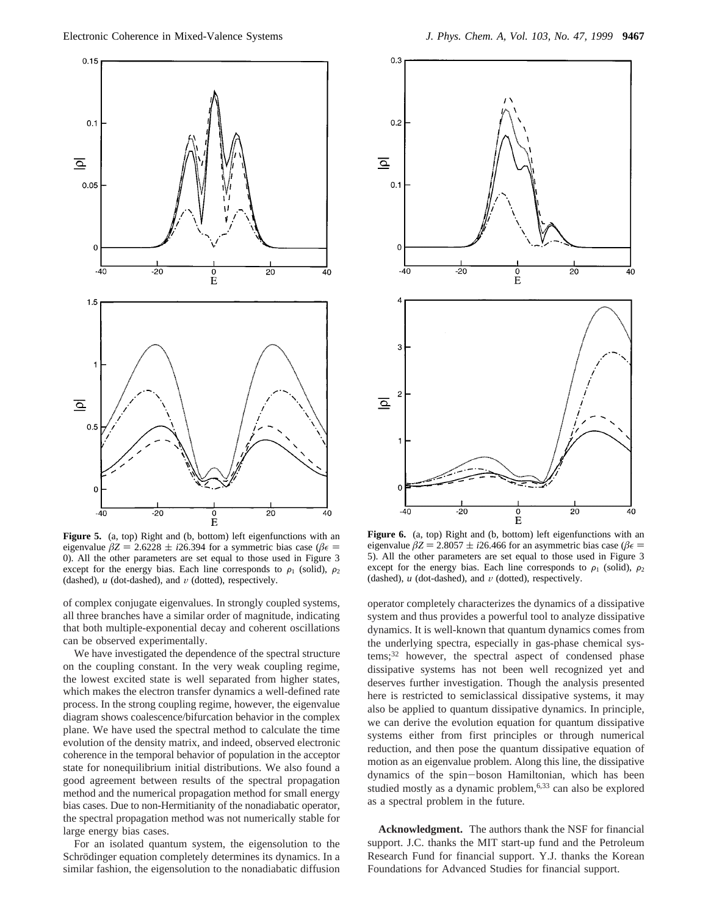**Figure 5.** (a, top) Right and (b, bottom) left eigenfunctions with an eigenvalue $\beta Z = 2.6228 \pm i26.394$ for a symmetric bias case ($\beta\epsilon = 0$). All the other parameters are set equal to those used in Figure 3 except for the energy bias. Each line corresponds to $\rho_1$ (solid), $\rho_2$ (dashed), $u$ (dot-dashed), and $v$ (dotted), respectively.

**Figure 6.** (a, top) Right and (b, bottom) left eigenfunctions with an eigenvalue $\beta Z = 2.8057 \pm i26.466$ for an asymmetric bias case ($\beta\epsilon = 5$). All the other parameters are set equal to those used in Figure 3 except for the energy bias. Each line corresponds to $\rho_1$ (solid), $\rho_2$ (dashed), $u$ (dot-dashed), and $v$ (dotted), respectively.

of complex conjugate eigenvalues. In strongly coupled systems, all three branches have a similar order of magnitude, indicating that both multiple-exponential decay and coherent oscillations can be observed experimentally.

We have investigated the dependence of the spectral structure on the coupling constant. In the very weak coupling regime, the lowest excited state is well separated from higher states, which makes the electron transfer dynamics a well-defined rate process. In the strong coupling regime, however, the eigenvalue diagram shows coalescence/bifurcation behavior in the complex plane. We have used the spectral method to calculate the time evolution of the density matrix, and indeed, observed electronic coherence in the temporal behavior of population in the acceptor state for nonequilibrium initial distributions. We also found a good agreement between results of the spectral propagation method and the numerical propagation method for small energy bias cases. Due to non-Hermitianity of the nonadiabatic operator, the spectral propagation method was not numerically stable for large energy bias cases.

For an isolated quantum system, the eigensolution to the Schrödinger equation completely determines its dynamics. In a similar fashion, the eigensolution to the nonadiabatic diffusion operator completely characterizes the dynamics of a dissipative system and thus provides a powerful tool to analyze dissipative dynamics. It is well-known that quantum dynamics comes from the underlying spectra, especially in gas-phase chemical systems;[32] however, the spectral aspect of condensed phase dissipative systems has not been well recognized yet and deserves further investigation. Though the analysis presented here is restricted to semiclassical dissipative systems, it may also be applied to quantum dissipative dynamics. In principle, we can derive the evolution equation for quantum dissipative systems either from first principles or through numerical reduction, and then pose the quantum dissipative equation of motion as an eigenvalue problem. Along this line, the dissipative dynamics of the spin–boson Hamiltonian, which has been studied mostly as a dynamic problem,[6,33] can also be explored as a spectral problem in the future.

**Acknowledgment.** The authors thank the NSF for financial support. J.C. thanks the MIT start-up fund and the Petroleum Research Fund for financial support. Y.J. thanks the Korean Foundations for Advanced Studies for financial support.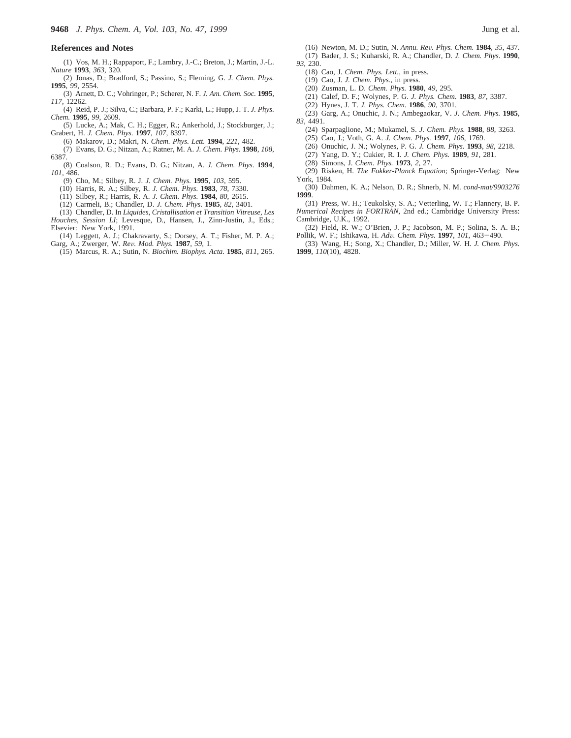## References and Notes

(1) Vos, M. H.; Rappaport, F.; Lambry, J.-C.; Breton, J.; Martin, J.-L. *Nature* **1993**, *363*, 320.

(2) Jonas, D.; Bradford, S.; Passino, S.; Fleming, G. *J. Chem. Phys.* **1995**, *99*, 2554.

(3) Arnett, D. C.; Vohringer, P.; Scherer, N. F. *J. Am. Chem. Soc.* **1995**, *117*, 12262.

(4) Reid, P. J.; Silva, C.; Barbara, P. F.; Karki, L.; Hupp, J. T. *J. Phys. Chem.* **1995**, *99*, 2609.

(5) Lucke, A.; Mak, C. H.; Egger, R.; Ankerhold, J.; Stockburger, J.; Grabert, H. *J. Chem. Phys.* **1997**, *107*, 8397.

(6) Makarov, D.; Makri, N. *Chem. Phys. Lett.* **1994**, *221*, 482.

(7) Evans, D. G.; Nitzan, A.; Ratner, M. A. *J. Chem. Phys.* **1998**, *108*, 6387.

(8) Coalson, R. D.; Evans, D. G.; Nitzan, A. *J. Chem. Phys.* **1994**, *101*, 486.

(9) Cho, M.; Silbey, R. J. *J. Chem. Phys.* **1995**, *103*, 595.

(10) Harris, R. A.; Silbey, R. *J. Chem. Phys.* **1983**, *78*, 7330.

(11) Silbey, R.; Harris, R. A. *J. Chem. Phys.* **1984**, *80*, 2615.

(12) Carmeli, B.; Chandler, D. *J. Chem. Phys.* **1985**, *82*, 3401.

(13) Chandler, D. In *Liquides, Cristallisation et Transition Vitreuse, Les Houches, Session LI*; Levesque, D., Hansen, J., Zinn-Justin, J., Eds.; Elsevier: New York, 1991.

(14) Leggett, A. J.; Chakravarty, S.; Dorsey, A. T.; Fisher, M. P. A.; Garg, A.; Zwerger, W. *Rev. Mod. Phys.* **1987**, *59*, 1.

(15) Marcus, R. A.; Sutin, N. *Biochim. Biophys. Acta.* **1985**, *811*, 265.

(16) Newton, M. D.; Sutin, N. *Annu. Rev. Phys. Chem.* **1984**, *35*, 437.

(17) Bader, J. S.; Kuharski, R. A.; Chandler, D. *J. Chem. Phys.* **1990**, *93*, 230.

(18) Cao, J. *Chem. Phys. Lett.*, in press.

(19) Cao, J. *J. Chem. Phys.*, in press.

(20) Zusman, L. D. *Chem. Phys.* **1980**, *49*, 295.

(21) Calef, D. F.; Wolynes, P. G. *J. Phys. Chem.* **1983**, *87*, 3387.

(22) Hynes, J. T. *J. Phys. Chem.* **1986**, *90*, 3701.

(23) Garg, A.; Onuchic, J. N.; Ambegaokar, V. *J. Chem. Phys.* **1985**, *83*, 4491.

(24) Sparpaglione, M.; Mukamel, S. *J. Chem. Phys.* **1988**, *88*, 3263.

(25) Cao, J.; Voth, G. A. *J. Chem. Phys.* **1997**, *106*, 1769.

(26) Onuchic, J. N.; Wolynes, P. G. *J. Chem. Phys.* **1993**, *98*, 2218.

(27) Yang, D. Y.; Cukier, R. I. *J. Chem. Phys.* **1989**, *91*, 281.

(28) Simons, J. *Chem. Phys.* **1973**, *2*, 27.

(29) Risken, H. *The Fokker-Planck Equation*; Springer-Verlag: New York, 1984.

(30) Dahmen, K. A.; Nelson, D. R.; Shnerb, N. M. *cond-mat/9903276* **1999**.

(31) Press, W. H.; Teukolsky, S. A.; Vetterling, W. T.; Flannery, B. P. *Numerical Recipes in FORTRAN*, 2nd ed.; Cambridge University Press: Cambridge, U.K., 1992.

(32) Field, R. W.; O'Brien, J. P.; Jacobson, M. P.; Solina, S. A. B.; Pollik, W. F.; Ishikawa, H. *Adv. Chem. Phys.* **1997**, *101*, 463−490.

(33) Wang, H.; Song, X.; Chandler, D.; Miller, W. H. *J. Chem. Phys.* **1999**, *110*(10), 4828.